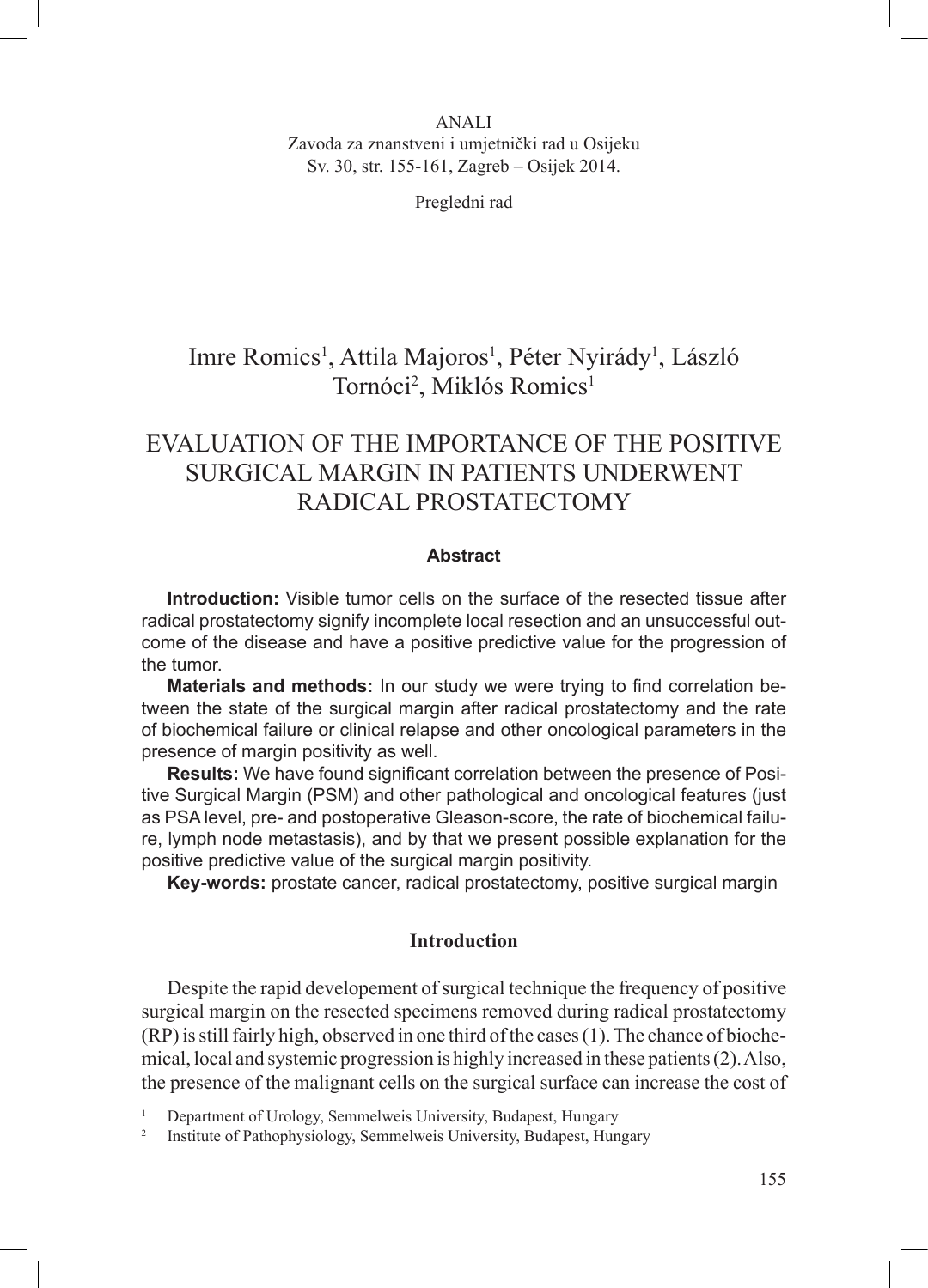ANALI
Zavoda za znanstveni i umjetnički rad u Osijeku
Sv. 30, str. 155-161, Zagreb – Osijek 2014.

Pregledni rad

Imre Romics[1], Attila Majoros[1], Péter Nyirády[1], László Tornóci[2], Miklós Romics[1]

# EVALUATION OF THE IMPORTANCE OF THE POSITIVE SURGICAL MARGIN IN PATIENTS UNDERWENT RADICAL PROSTATECTOMY

## Abstract

**Introduction:** Visible tumor cells on the surface of the resected tissue after radical prostatectomy signify incomplete local resection and an unsuccessful outcome of the disease and have a positive predictive value for the progression of the tumor.

**Materials and methods:** In our study we were trying to find correlation between the state of the surgical margin after radical prostatectomy and the rate of biochemical failure or clinical relapse and other oncological parameters in the presence of margin positivity as well.

**Results:** We have found significant correlation between the presence of Positive Surgical Margin (PSM) and other pathological and oncological features (just as PSA level, pre- and postoperative Gleason-score, the rate of biochemical failure, lymph node metastasis), and by that we present possible explanation for the positive predictive value of the surgical margin positivity.

**Key-words:** prostate cancer, radical prostatectomy, positive surgical margin

## Introduction

Despite the rapid developement of surgical technique the frequency of positive surgical margin on the resected specimens removed during radical prostatectomy (RP) is still fairly high, observed in one third of the cases (1). The chance of biochemical, local and systemic progression is highly increased in these patients (2). Also, the presence of the malignant cells on the surgical surface can increase the cost of

[1] Department of Urology, Semmelweis University, Budapest, Hungary
[2] Institute of Pathophysiology, Semmelweis University, Budapest, Hungary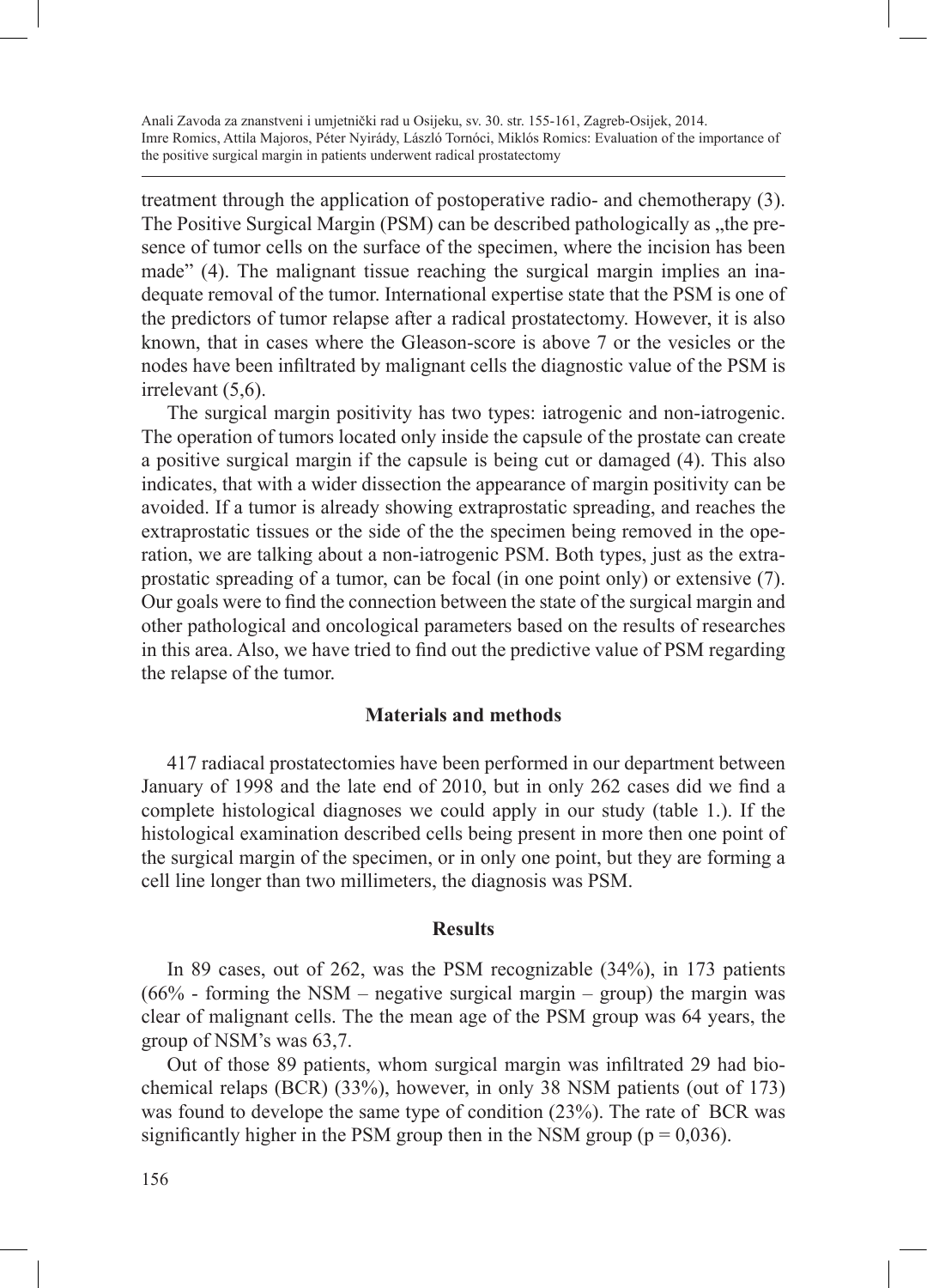treatment through the application of postoperative radio- and chemotherapy (3). The Positive Surgical Margin (PSM) can be described pathologically as „the presence of tumor cells on the surface of the specimen, where the incision has been made" (4). The malignant tissue reaching the surgical margin implies an inadequate removal of the tumor. International expertise state that the PSM is one of the predictors of tumor relapse after a radical prostatectomy. However, it is also known, that in cases where the Gleason-score is above 7 or the vesicles or the nodes have been infiltrated by malignant cells the diagnostic value of the PSM is irrelevant (5,6).

The surgical margin positivity has two types: iatrogenic and non-iatrogenic. The operation of tumors located only inside the capsule of the prostate can create a positive surgical margin if the capsule is being cut or damaged (4). This also indicates, that with a wider dissection the appearance of margin positivity can be avoided. If a tumor is already showing extraprostatic spreading, and reaches the extraprostatic tissues or the side of the the specimen being removed in the operation, we are talking about a non-iatrogenic PSM. Both types, just as the extraprostatic spreading of a tumor, can be focal (in one point only) or extensive (7). Our goals were to find the connection between the state of the surgical margin and other pathological and oncological parameters based on the results of researches in this area. Also, we have tried to find out the predictive value of PSM regarding the relapse of the tumor.

## Materials and methods

417 radiacal prostatectomies have been performed in our department between January of 1998 and the late end of 2010, but in only 262 cases did we find a complete histological diagnoses we could apply in our study (table 1.). If the histological examination described cells being present in more then one point of the surgical margin of the specimen, or in only one point, but they are forming a cell line longer than two millimeters, the diagnosis was PSM.

## Results

In 89 cases, out of 262, was the PSM recognizable (34%), in 173 patients (66% - forming the NSM – negative surgical margin – group) the margin was clear of malignant cells. The the mean age of the PSM group was 64 years, the group of NSM's was 63,7.

Out of those 89 patients, whom surgical margin was infiltrated 29 had biochemical relaps (BCR) (33%), however, in only 38 NSM patients (out of 173) was found to develope the same type of condition (23%). The rate of BCR was significantly higher in the PSM group then in the NSM group ($p = 0{,}036$).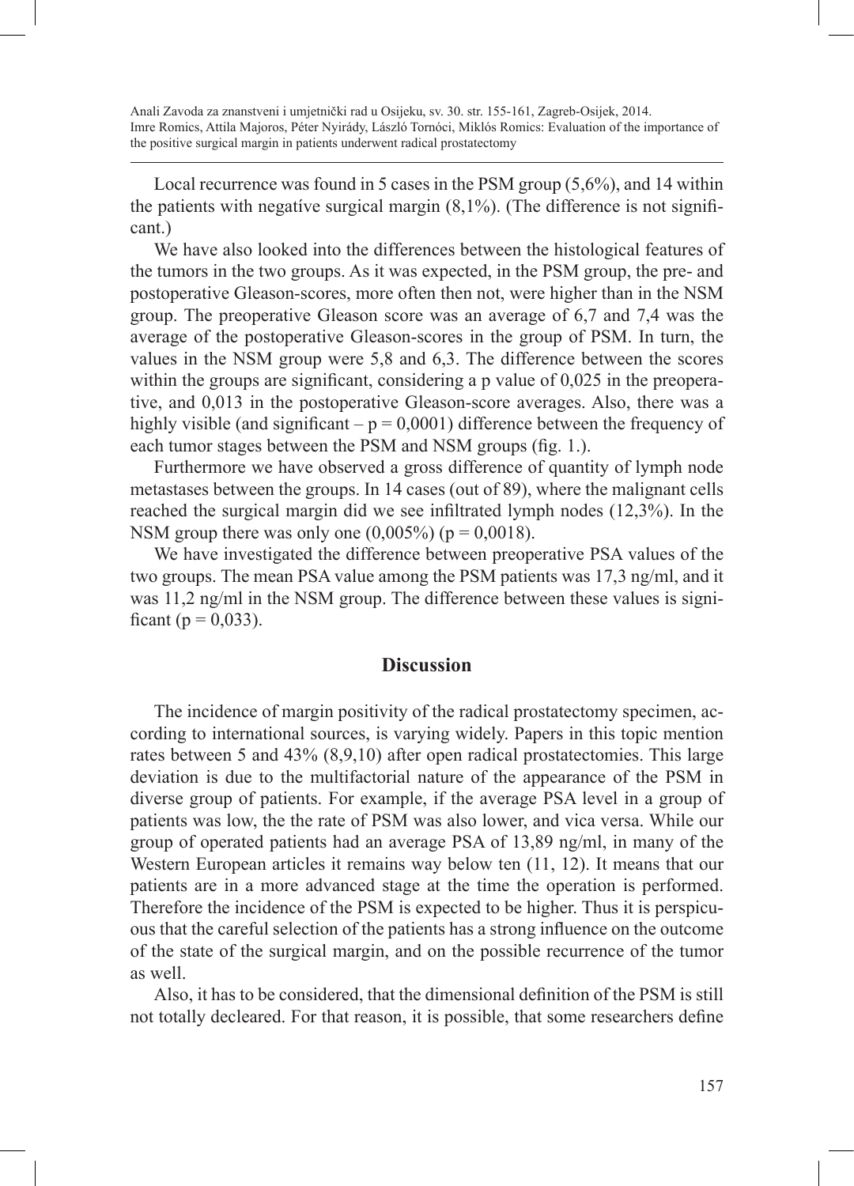Local recurrence was found in 5 cases in the PSM group (5,6%), and 14 within the patients with negatíve surgical margin (8,1%). (The difference is not significant.)

We have also looked into the differences between the histological features of the tumors in the two groups. As it was expected, in the PSM group, the pre- and postoperative Gleason-scores, more often then not, were higher than in the NSM group. The preoperative Gleason score was an average of 6,7 and 7,4 was the average of the postoperative Gleason-scores in the group of PSM. In turn, the values in the NSM group were 5,8 and 6,3. The difference between the scores within the groups are significant, considering a p value of 0,025 in the preoperative, and 0,013 in the postoperative Gleason-score averages. Also, there was a highly visible (and significant – $p = 0,0001$) difference between the frequency of each tumor stages between the PSM and NSM groups (fig. 1.).

Furthermore we have observed a gross difference of quantity of lymph node metastases between the groups. In 14 cases (out of 89), where the malignant cells reached the surgical margin did we see infiltrated lymph nodes (12,3%). In the NSM group there was only one (0,005%) ($p = 0,0018$).

We have investigated the difference between preoperative PSA values of the two groups. The mean PSA value among the PSM patients was 17,3 ng/ml, and it was 11,2 ng/ml in the NSM group. The difference between these values is significant ($p = 0,033$).

## Discussion

The incidence of margin positivity of the radical prostatectomy specimen, according to international sources, is varying widely. Papers in this topic mention rates between 5 and 43% (8,9,10) after open radical prostatectomies. This large deviation is due to the multifactorial nature of the appearance of the PSM in diverse group of patients. For example, if the average PSA level in a group of patients was low, the the rate of PSM was also lower, and vica versa. While our group of operated patients had an average PSA of 13,89 ng/ml, in many of the Western European articles it remains way below ten (11, 12). It means that our patients are in a more advanced stage at the time the operation is performed. Therefore the incidence of the PSM is expected to be higher. Thus it is perspicuous that the careful selection of the patients has a strong influence on the outcome of the state of the surgical margin, and on the possible recurrence of the tumor as well.

Also, it has to be considered, that the dimensional definition of the PSM is still not totally decleared. For that reason, it is possible, that some researchers define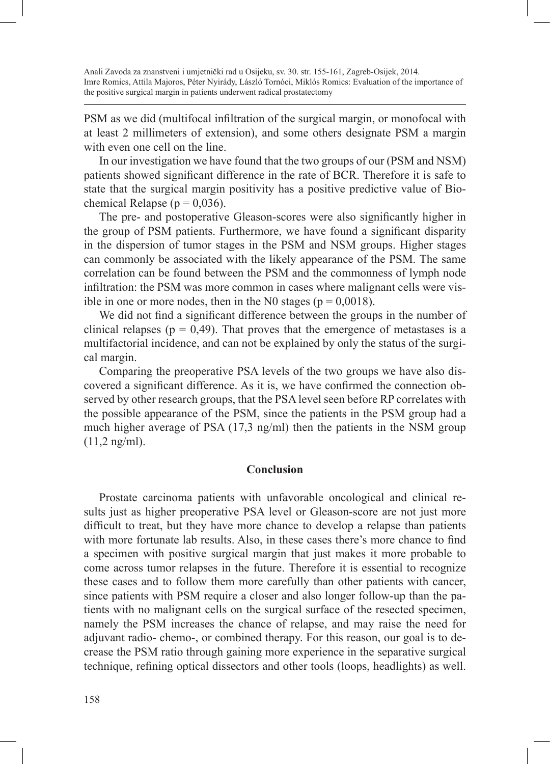PSM as we did (multifocal infiltration of the surgical margin, or monofocal with at least 2 millimeters of extension), and some others designate PSM a margin with even one cell on the line.

In our investigation we have found that the two groups of our (PSM and NSM) patients showed significant difference in the rate of BCR. Therefore it is safe to state that the surgical margin positivity has a positive predictive value of Biochemical Relapse ($p = 0{,}036$).

The pre- and postoperative Gleason-scores were also significantly higher in the group of PSM patients. Furthermore, we have found a significant disparity in the dispersion of tumor stages in the PSM and NSM groups. Higher stages can commonly be associated with the likely appearance of the PSM. The same correlation can be found between the PSM and the commonness of lymph node infiltration: the PSM was more common in cases where malignant cells were visible in one or more nodes, then in the N0 stages ($p = 0{,}0018$).

We did not find a significant difference between the groups in the number of clinical relapses ($p = 0{,}49$). That proves that the emergence of metastases is a multifactorial incidence, and can not be explained by only the status of the surgical margin.

Comparing the preoperative PSA levels of the two groups we have also discovered a significant difference. As it is, we have confirmed the connection observed by other research groups, that the PSA level seen before RP correlates with the possible appearance of the PSM, since the patients in the PSM group had a much higher average of PSA (17,3 ng/ml) then the patients in the NSM group (11,2 ng/ml).

## Conclusion

Prostate carcinoma patients with unfavorable oncological and clinical results just as higher preoperative PSA level or Gleason-score are not just more difficult to treat, but they have more chance to develop a relapse than patients with more fortunate lab results. Also, in these cases there's more chance to find a specimen with positive surgical margin that just makes it more probable to come across tumor relapses in the future. Therefore it is essential to recognize these cases and to follow them more carefully than other patients with cancer, since patients with PSM require a closer and also longer follow-up than the patients with no malignant cells on the surgical surface of the resected specimen, namely the PSM increases the chance of relapse, and may raise the need for adjuvant radio- chemo-, or combined therapy. For this reason, our goal is to decrease the PSM ratio through gaining more experience in the separative surgical technique, refining optical dissectors and other tools (loops, headlights) as well.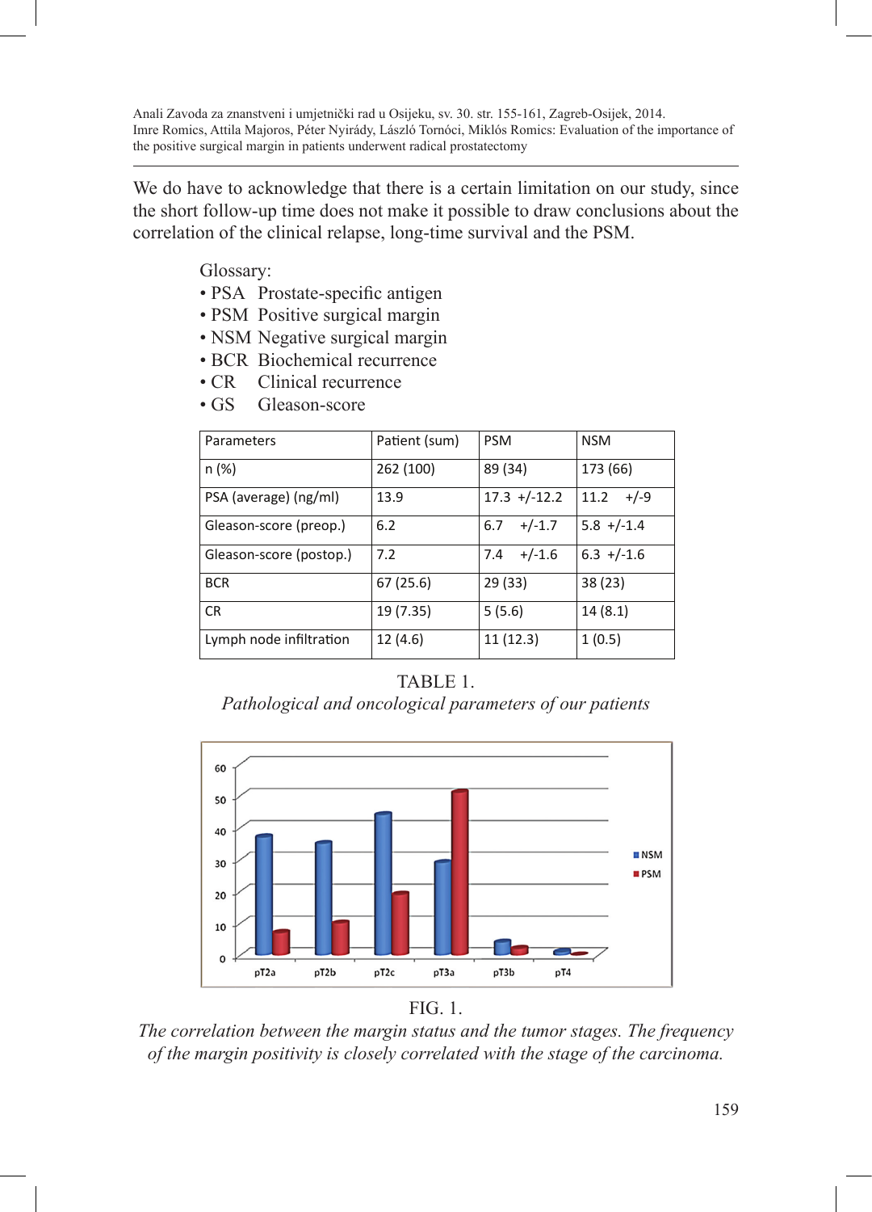We do have to acknowledge that there is a certain limitation on our study, since the short follow-up time does not make it possible to draw conclusions about the correlation of the clinical relapse, long-time survival and the PSM.

Glossary:

- PSA Prostate-specific antigen
- PSM Positive surgical margin
- NSM Negative surgical margin
- BCR Biochemical recurrence
- CR Clinical recurrence
- GS Gleason-score

| Parameters | Patient (sum) | PSM | NSM |
|---|---|---|---|
| n (%) | 262 (100) | 89 (34) | 173 (66) |
| PSA (average) (ng/ml) | 13.9 | 17.3 +/-12.2 | 11.2 +/-9 |
| Gleason-score (preop.) | 6.2 | 6.7 +/-1.7 | 5.8 +/-1.4 |
| Gleason-score (postop.) | 7.2 | 7.4 +/-1.6 | 6.3 +/-1.6 |
| BCR | 67 (25.6) | 29 (33) | 38 (23) |
| CR | 19 (7.35) | 5 (5.6) | 14 (8.1) |
| Lymph node infiltration | 12 (4.6) | 11 (12.3) | 1 (0.5) |

TABLE 1.

*Pathological and oncological parameters of our patients*

FIG. 1.

*The correlation between the margin status and the tumor stages. The frequency of the margin positivity is closely correlated with the stage of the carcinoma.*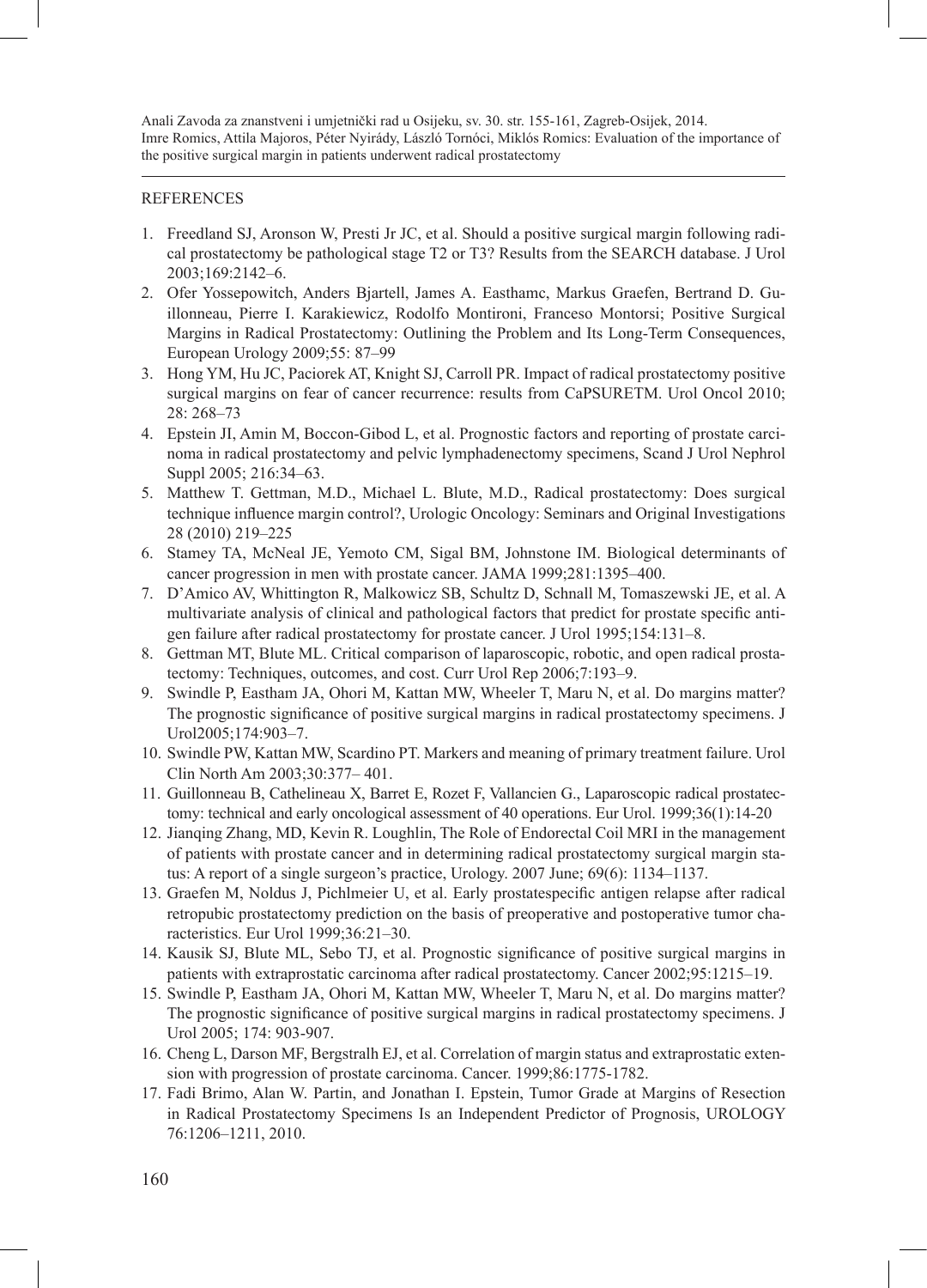## REFERENCES

1. Freedland SJ, Aronson W, Presti Jr JC, et al. Should a positive surgical margin following radical prostatectomy be pathological stage T2 or T3? Results from the SEARCH database. J Urol 2003;169:2142–6.
2. Ofer Yossepowitch, Anders Bjartell, James A. Easthamc, Markus Graefen, Bertrand D. Guillonneau, Pierre I. Karakiewicz, Rodolfo Montironi, Franceso Montorsi; Positive Surgical Margins in Radical Prostatectomy: Outlining the Problem and Its Long-Term Consequences, European Urology 2009;55: 87–99
3. Hong YM, Hu JC, Paciorek AT, Knight SJ, Carroll PR. Impact of radical prostatectomy positive surgical margins on fear of cancer recurrence: results from CaPSURETM. Urol Oncol 2010; 28: 268–73
4. Epstein JI, Amin M, Boccon-Gibod L, et al. Prognostic factors and reporting of prostate carcinoma in radical prostatectomy and pelvic lymphadenectomy specimens, Scand J Urol Nephrol Suppl 2005; 216:34–63.
5. Matthew T. Gettman, M.D., Michael L. Blute, M.D., Radical prostatectomy: Does surgical technique influence margin control?, Urologic Oncology: Seminars and Original Investigations 28 (2010) 219–225
6. Stamey TA, McNeal JE, Yemoto CM, Sigal BM, Johnstone IM. Biological determinants of cancer progression in men with prostate cancer. JAMA 1999;281:1395–400.
7. D'Amico AV, Whittington R, Malkowicz SB, Schultz D, Schnall M, Tomaszewski JE, et al. A multivariate analysis of clinical and pathological factors that predict for prostate specific antigen failure after radical prostatectomy for prostate cancer. J Urol 1995;154:131–8.
8. Gettman MT, Blute ML. Critical comparison of laparoscopic, robotic, and open radical prostatectomy: Techniques, outcomes, and cost. Curr Urol Rep 2006;7:193–9.
9. Swindle P, Eastham JA, Ohori M, Kattan MW, Wheeler T, Maru N, et al. Do margins matter? The prognostic significance of positive surgical margins in radical prostatectomy specimens. J Urol2005;174:903–7.
10. Swindle PW, Kattan MW, Scardino PT. Markers and meaning of primary treatment failure. Urol Clin North Am 2003;30:377– 401.
11. Guillonneau B, Cathelineau X, Barret E, Rozet F, Vallancien G., Laparoscopic radical prostatectomy: technical and early oncological assessment of 40 operations. Eur Urol. 1999;36(1):14-20
12. Jianqing Zhang, MD, Kevin R. Loughlin, The Role of Endorectal Coil MRI in the management of patients with prostate cancer and in determining radical prostatectomy surgical margin status: A report of a single surgeon's practice, Urology. 2007 June; 69(6): 1134–1137.
13. Graefen M, Noldus J, Pichlmeier U, et al. Early prostatespecific antigen relapse after radical retropubic prostatectomy prediction on the basis of preoperative and postoperative tumor characteristics. Eur Urol 1999;36:21–30.
14. Kausik SJ, Blute ML, Sebo TJ, et al. Prognostic significance of positive surgical margins in patients with extraprostatic carcinoma after radical prostatectomy. Cancer 2002;95:1215–19.
15. Swindle P, Eastham JA, Ohori M, Kattan MW, Wheeler T, Maru N, et al. Do margins matter? The prognostic significance of positive surgical margins in radical prostatectomy specimens. J Urol 2005; 174: 903-907.
16. Cheng L, Darson MF, Bergstralh EJ, et al. Correlation of margin status and extraprostatic extension with progression of prostate carcinoma. Cancer. 1999;86:1775-1782.
17. Fadi Brimo, Alan W. Partin, and Jonathan I. Epstein, Tumor Grade at Margins of Resection in Radical Prostatectomy Specimens Is an Independent Predictor of Prognosis, UROLOGY 76:1206–1211, 2010.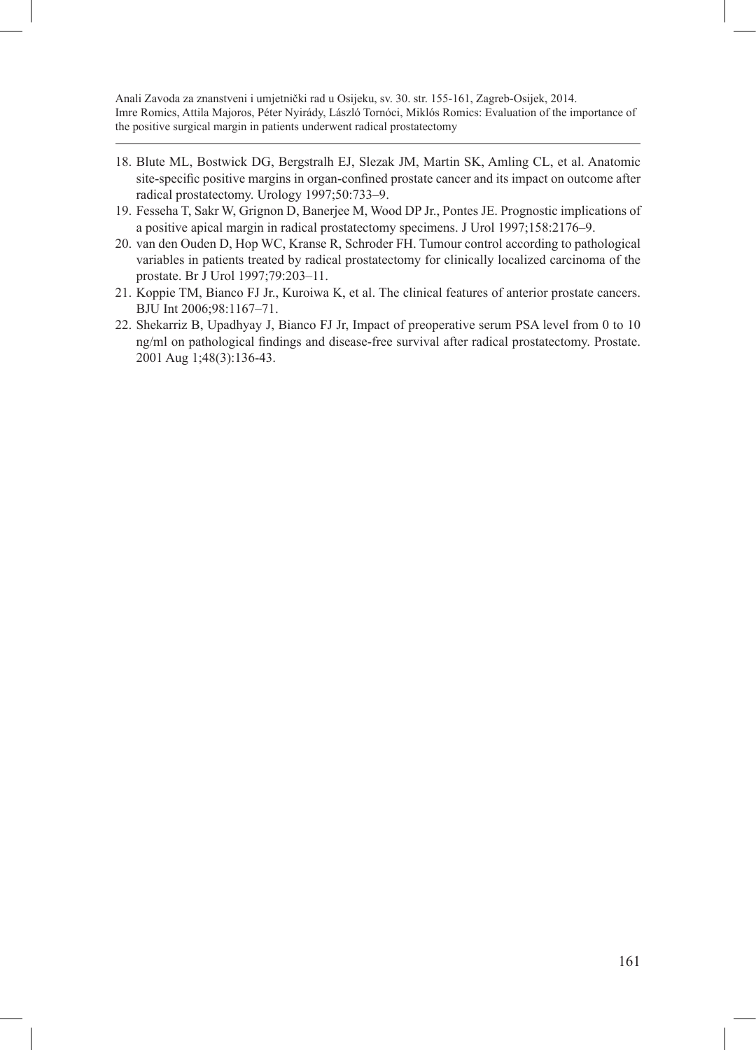18. Blute ML, Bostwick DG, Bergstralh EJ, Slezak JM, Martin SK, Amling CL, et al. Anatomic site-specific positive margins in organ-confined prostate cancer and its impact on outcome after radical prostatectomy. Urology 1997;50:733–9.
19. Fesseha T, Sakr W, Grignon D, Banerjee M, Wood DP Jr., Pontes JE. Prognostic implications of a positive apical margin in radical prostatectomy specimens. J Urol 1997;158:2176–9.
20. van den Ouden D, Hop WC, Kranse R, Schroder FH. Tumour control according to pathological variables in patients treated by radical prostatectomy for clinically localized carcinoma of the prostate. Br J Urol 1997;79:203–11.
21. Koppie TM, Bianco FJ Jr., Kuroiwa K, et al. The clinical features of anterior prostate cancers. BJU Int 2006;98:1167–71.
22. Shekarriz B, Upadhyay J, Bianco FJ Jr, Impact of preoperative serum PSA level from 0 to 10 ng/ml on pathological findings and disease-free survival after radical prostatectomy. Prostate. 2001 Aug 1;48(3):136-43.